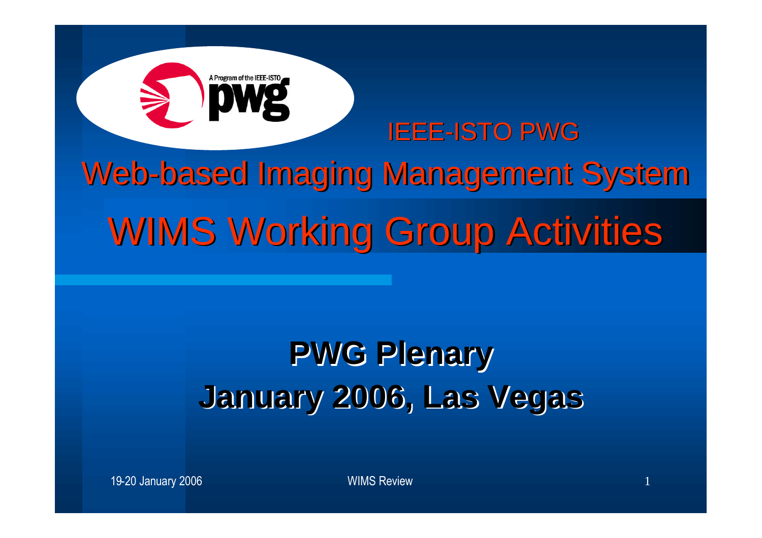A Program of the IEEE-ISTO

pwg

IEEE-ISTO PWG

# Web-based Imaging Management System

# WIMS Working Group Activities

**PWG Plenary**

**January 2006, Las Vegas**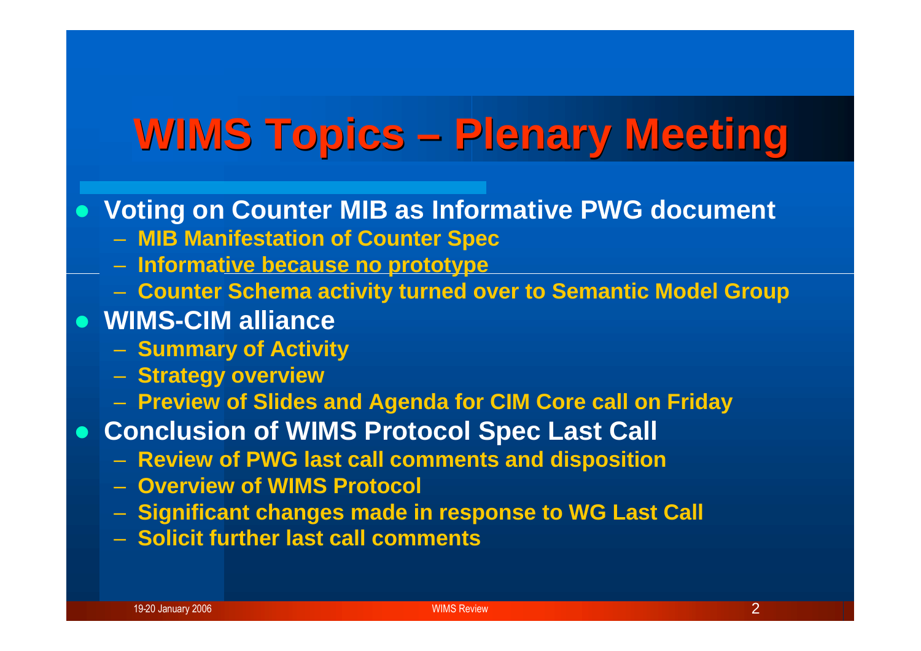# WIMS Topics – Plenary Meeting

- **Voting on Counter MIB as Informative PWG document**
  - **MIB Manifestation of Counter Spec**
  - **Informative because no prototype**
  - **Counter Schema activity turned over to Semantic Model Group**
- **WIMS-CIM alliance**
  - **Summary of Activity**
  - **Strategy overview**
  - **Preview of Slides and Agenda for CIM Core call on Friday**
- **Conclusion of WIMS Protocol Spec Last Call**
  - **Review of PWG last call comments and disposition**
  - **Overview of WIMS Protocol**
  - **Significant changes made in response to WG Last Call**
  - **Solicit further last call comments**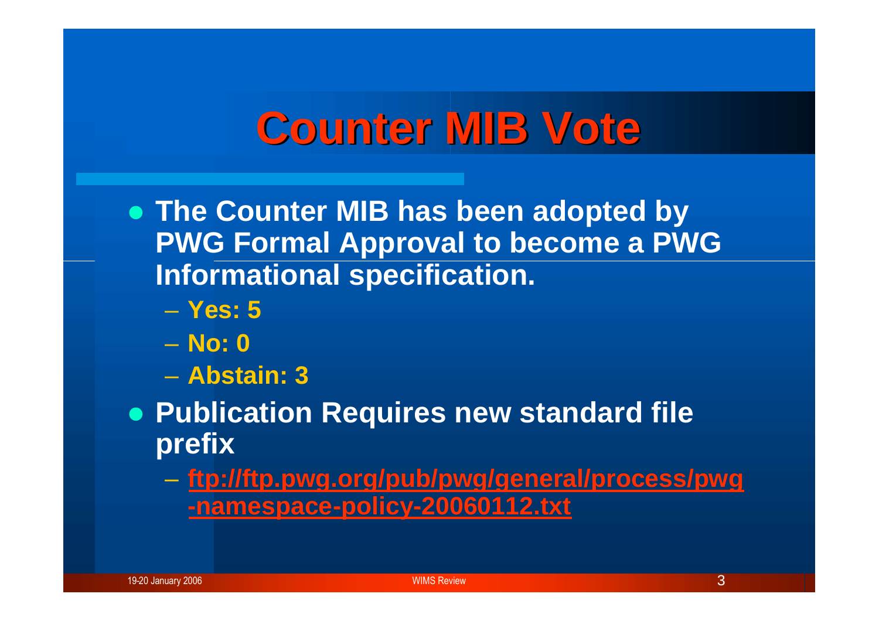# Counter MIB Vote

- The Counter MIB has been adopted by PWG Formal Approval to become a PWG Informational specification.
  - Yes: 5
  - No: 0
  - Abstain: 3
- Publication Requires new standard file prefix
  - ftp://ftp.pwg.org/pub/pwg/general/process/pwg-namespace-policy-20060112.txt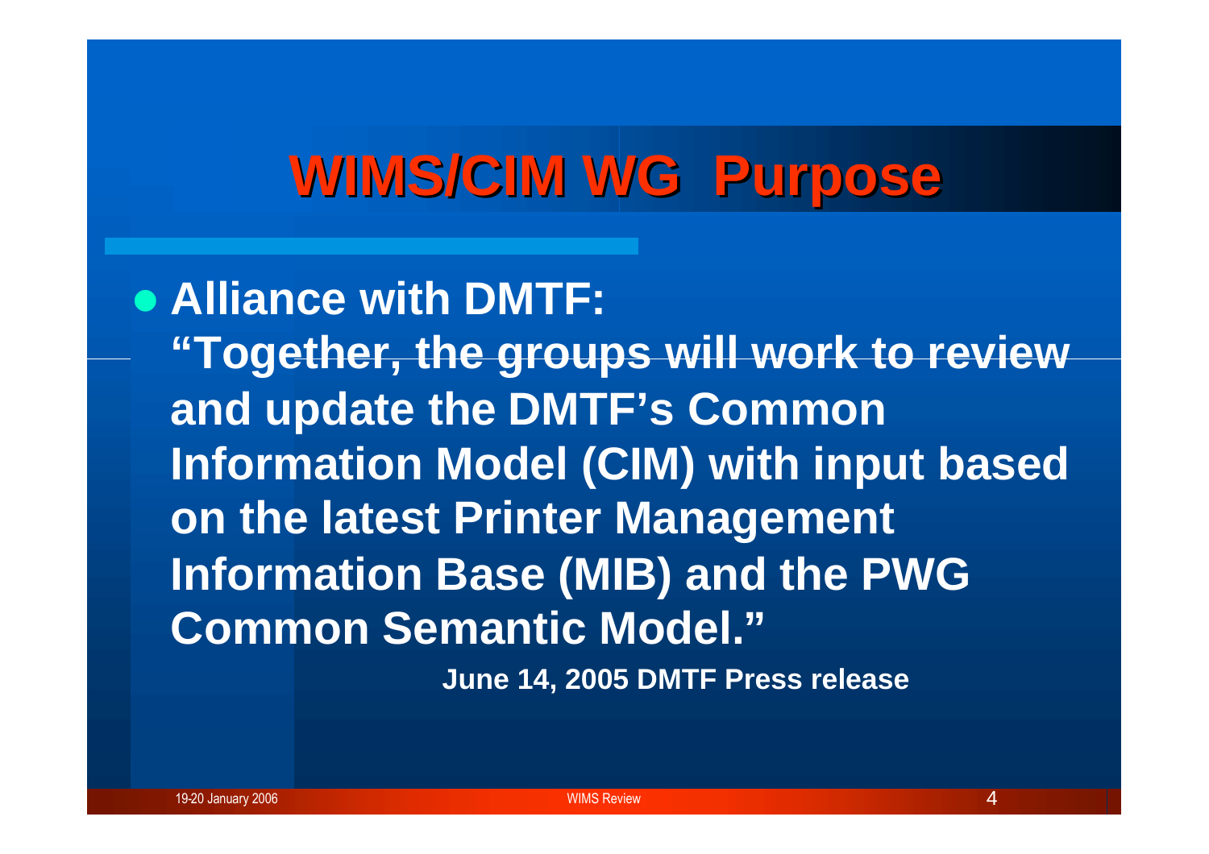# WIMS/CIM WG Purpose

- **Alliance with DMTF:**
  **"Together, the groups will work to review and update the DMTF's Common Information Model (CIM) with input based on the latest Printer Management Information Base (MIB) and the PWG Common Semantic Model."**

  **June 14, 2005 DMTF Press release**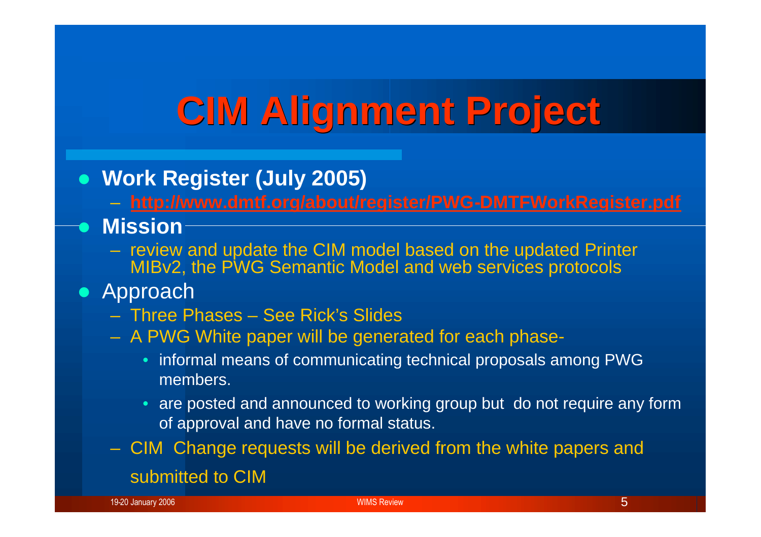# CIM Alignment Project

- **Work Register (July 2005)**
  - **http://www.dmtf.org/about/register/PWG-DMTFWorkRegister.pdf**
- **Mission**
  - review and update the CIM model based on the updated Printer MIBv2, the PWG Semantic Model and web services protocols
- Approach
  - Three Phases – See Rick's Slides
  - A PWG White paper will be generated for each phase-
    - informal means of communicating technical proposals among PWG members.
    - are posted and announced to working group but do not require any form of approval and have no formal status.
  - CIM Change requests will be derived from the white papers and submitted to CIM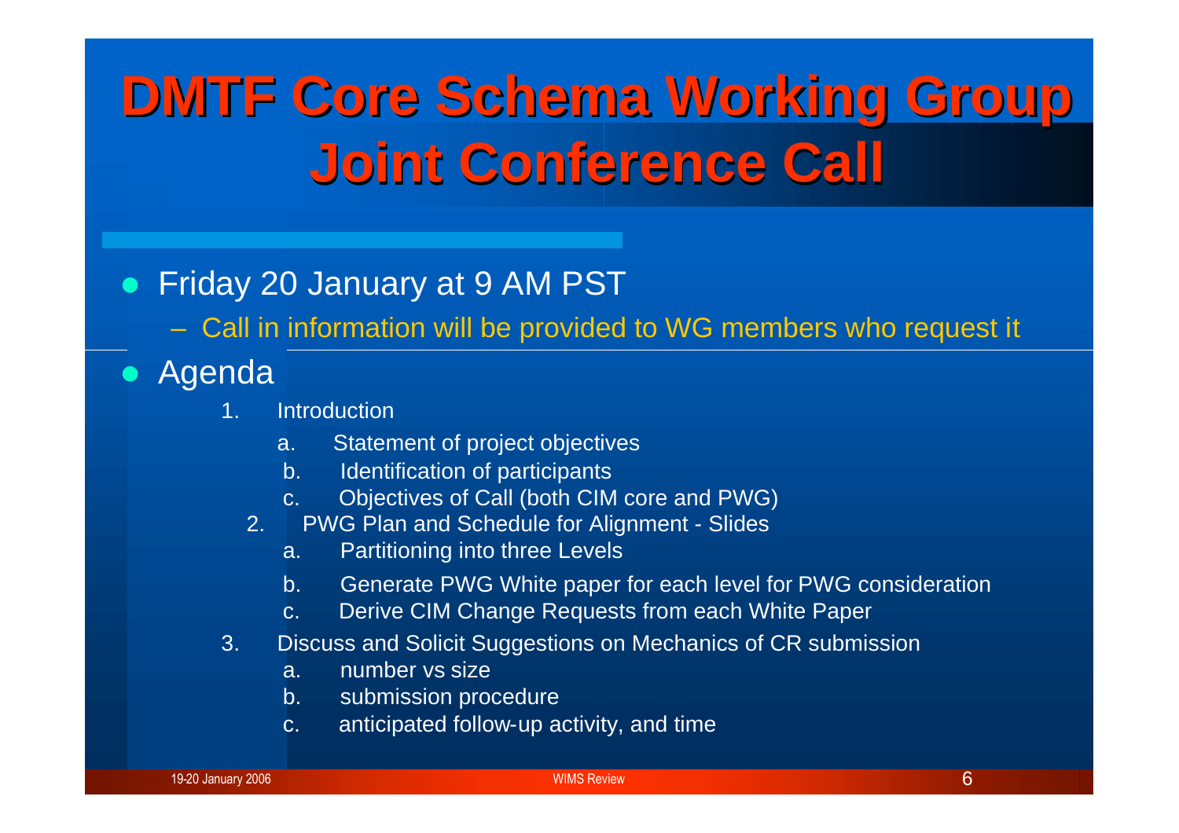# DMTF Core Schema Working Group Joint Conference Call

- Friday 20 January at 9 AM PST
  - Call in information will be provided to WG members who request it
- Agenda
  1. Introduction
     a. Statement of project objectives
     b. Identification of participants
     c. Objectives of Call (both CIM core and PWG)
  2. PWG Plan and Schedule for Alignment - Slides
     a. Partitioning into three Levels
     b. Generate PWG White paper for each level for PWG consideration
     c. Derive CIM Change Requests from each White Paper
  3. Discuss and Solicit Suggestions on Mechanics of CR submission
     a. number vs size
     b. submission procedure
     c. anticipated follow-up activity, and time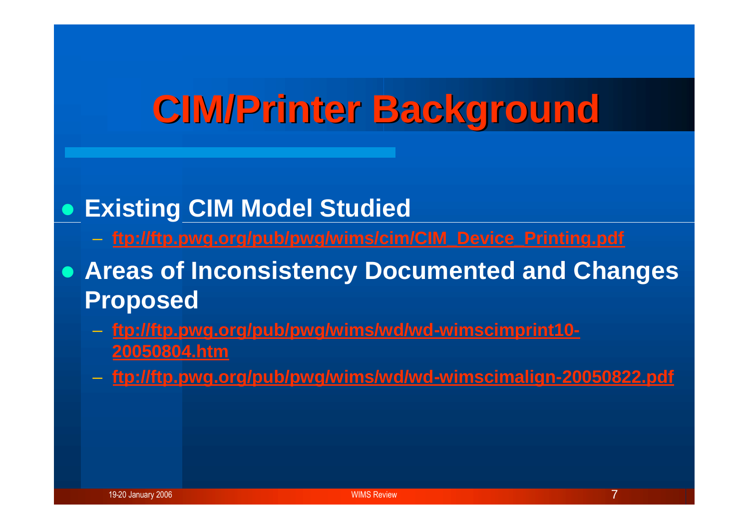# CIM/Printer Background

- **Existing CIM Model Studied**
  - ftp://ftp.pwg.org/pub/pwg/wims/cim/CIM_Device_Printing.pdf
- **Areas of Inconsistency Documented and Changes Proposed**
  - ftp://ftp.pwg.org/pub/pwg/wims/wd/wd-wimscimprint10-20050804.htm
  - ftp://ftp.pwg.org/pub/pwg/wims/wd/wd-wimscimalign-20050822.pdf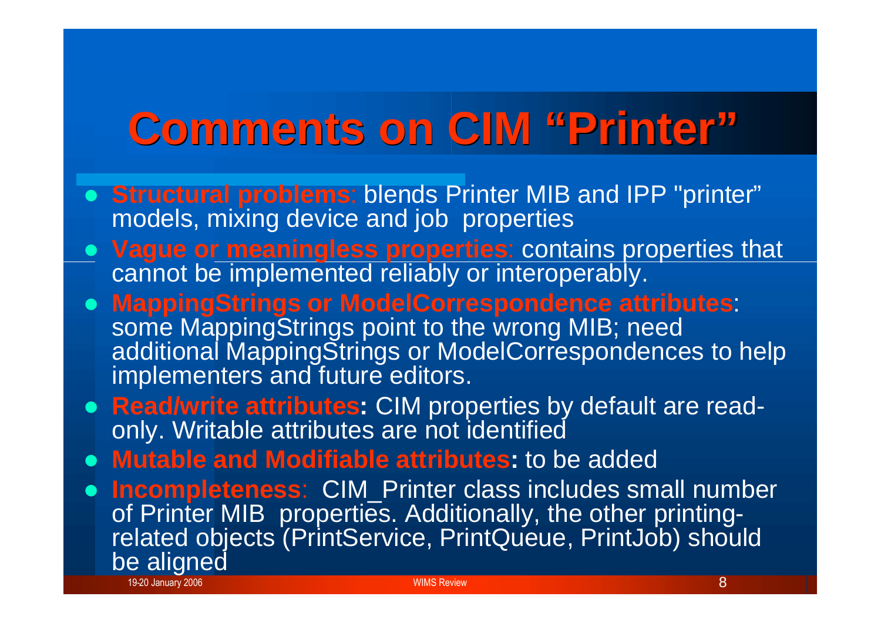# Comments on CIM "Printer"

- **Structural problems**: blends Printer MIB and IPP "printer" models, mixing device and job properties
- **Vague or meaningless properties**: contains properties that cannot be implemented reliably or interoperably.
- **MappingStrings or ModelCorrespondence attributes**: some MappingStrings point to the wrong MIB; need additional MappingStrings or ModelCorrespondences to help implementers and future editors.
- **Read/write attributes:** CIM properties by default are read-only. Writable attributes are not identified
- **Mutable and Modifiable attributes:** to be added
- **Incompleteness**: CIM_Printer class includes small number of Printer MIB properties. Additionally, the other printing-related objects (PrintService, PrintQueue, PrintJob) should be aligned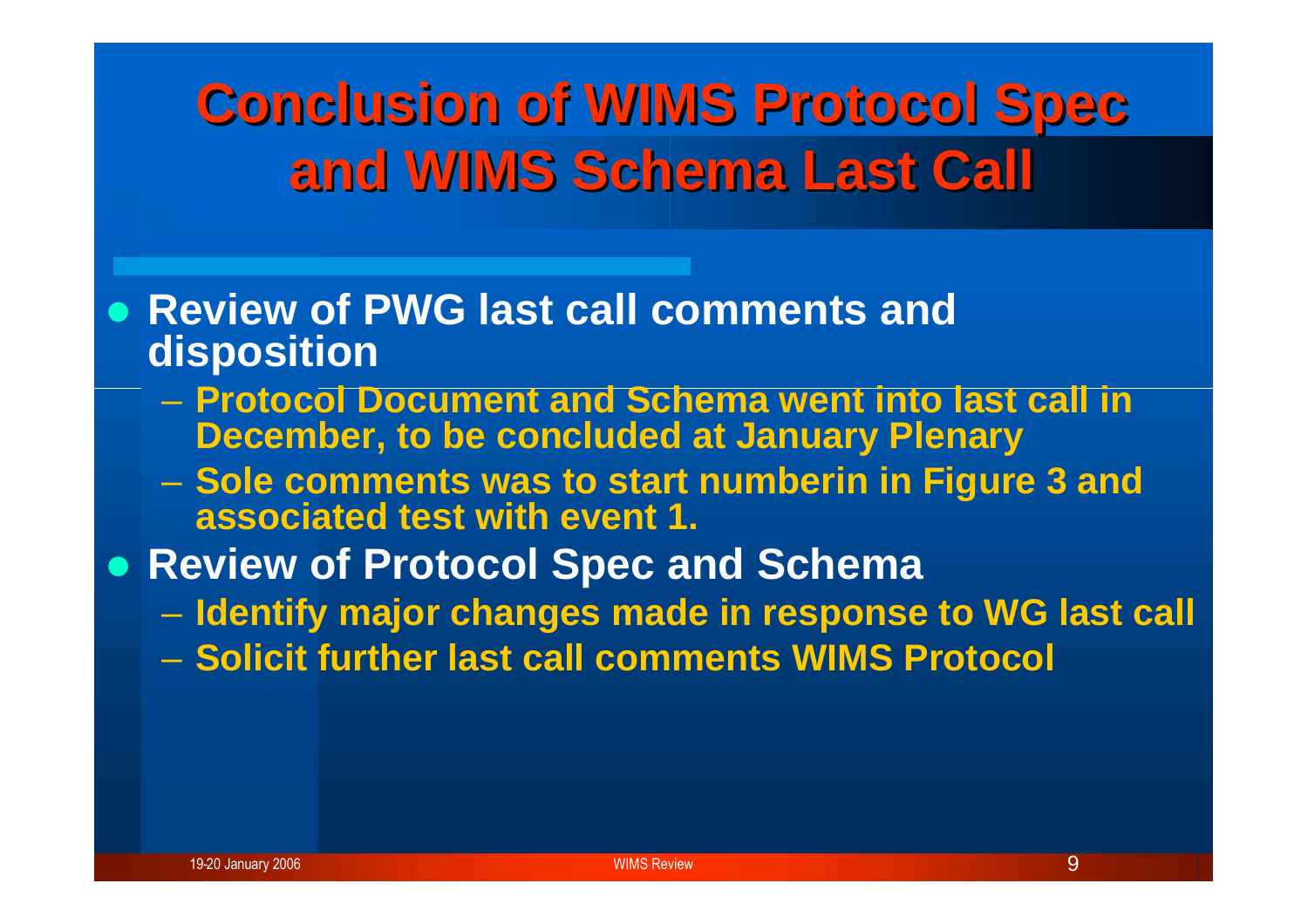# Conclusion of WIMS Protocol Spec and WIMS Schema Last Call

- **Review of PWG last call comments and disposition**
  - **Protocol Document and Schema went into last call in December, to be concluded at January Plenary**
  - **Sole comments was to start numberin in Figure 3 and associated test with event 1.**
- **Review of Protocol Spec and Schema**
  - **Identify major changes made in response to WG last call**
  - **Solicit further last call comments WIMS Protocol**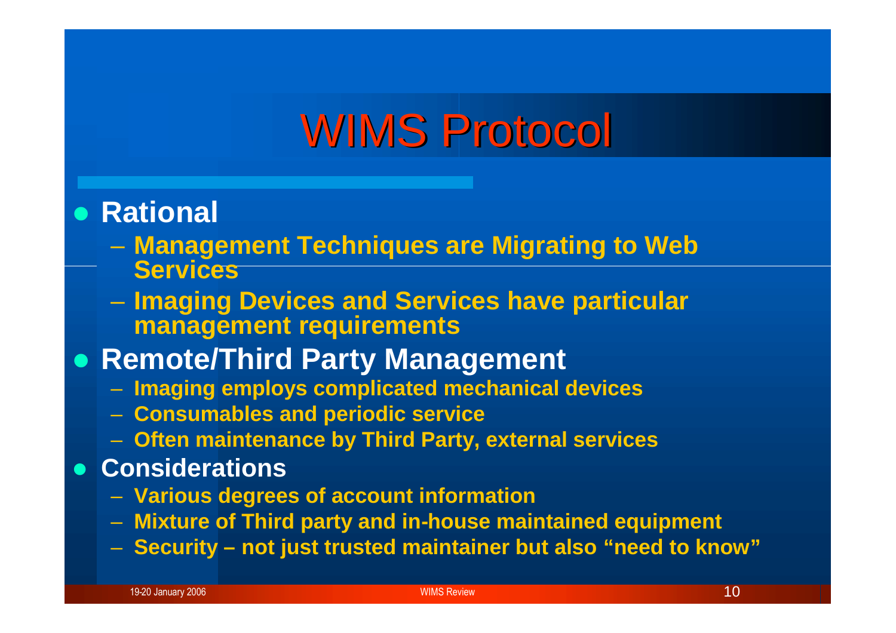# WIMS Protocol

- **Rational**
  - **Management Techniques are Migrating to Web Services**
  - **Imaging Devices and Services have particular management requirements**
- **Remote/Third Party Management**
  - **Imaging employs complicated mechanical devices**
  - **Consumables and periodic service**
  - **Often maintenance by Third Party, external services**
- **Considerations**
  - **Various degrees of account information**
  - **Mixture of Third party and in-house maintained equipment**
  - **Security – not just trusted maintainer but also "need to know"**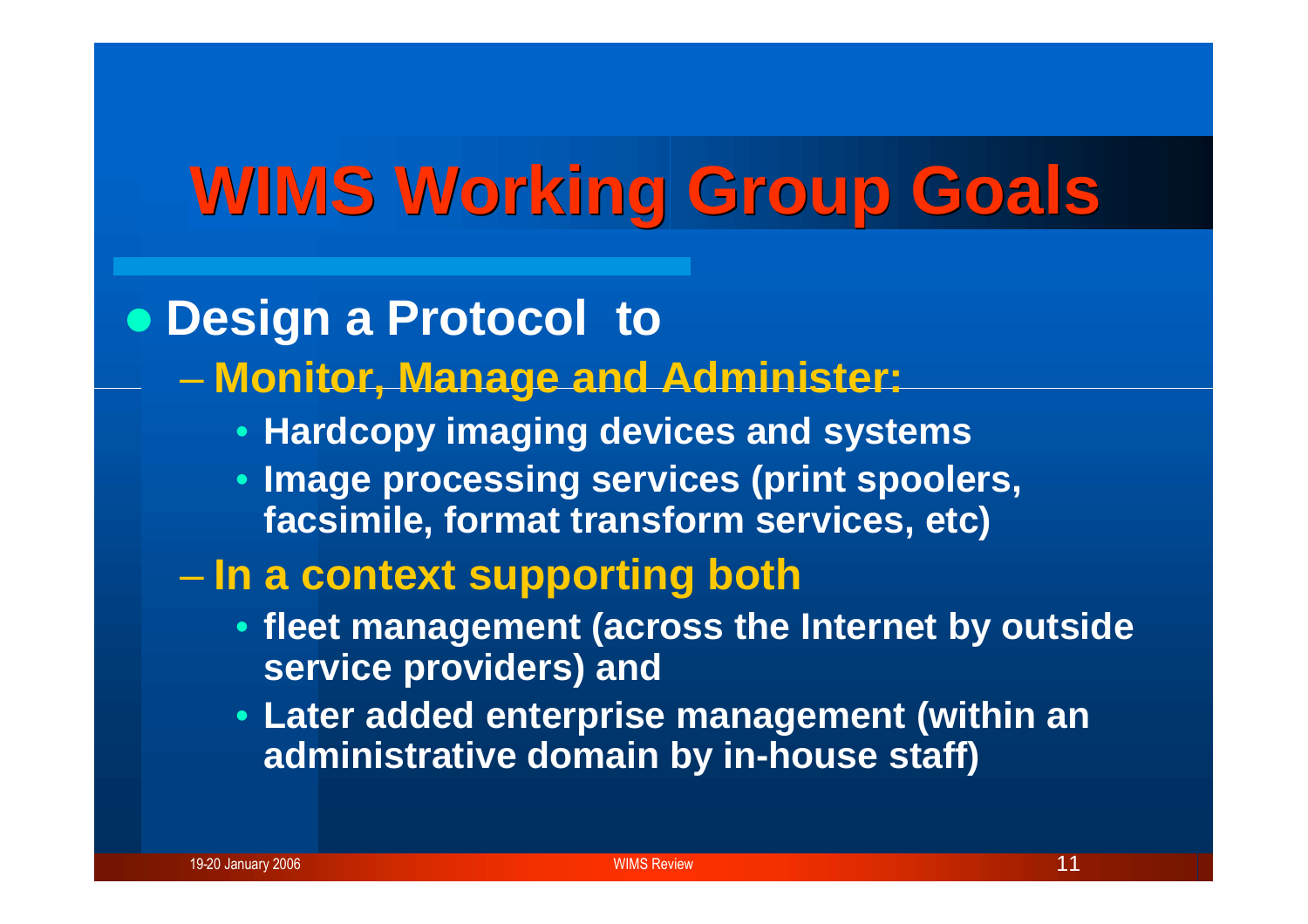# WIMS Working Group Goals

- **Design a Protocol to**
  - **Monitor, Manage and Administer:**
    - **Hardcopy imaging devices and systems**
    - **Image processing services (print spoolers, facsimile, format transform services, etc)**
  - **In a context supporting both**
    - **fleet management (across the Internet by outside service providers) and**
    - **Later added enterprise management (within an administrative domain by in-house staff)**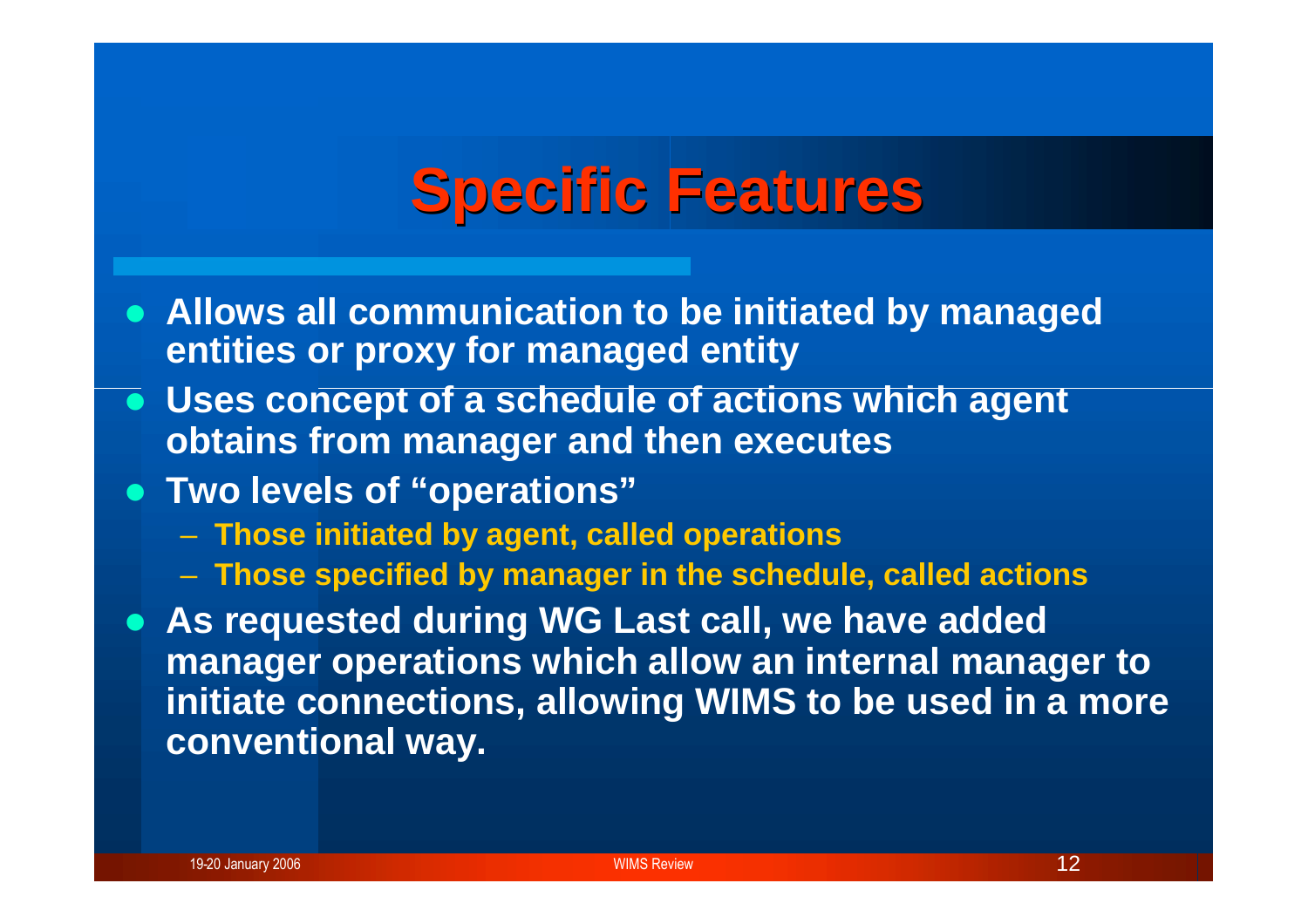# Specific Features

- **Allows all communication to be initiated by managed entities or proxy for managed entity**
- **Uses concept of a schedule of actions which agent obtains from manager and then executes**
- **Two levels of "operations"**
  - **Those initiated by agent, called operations**
  - **Those specified by manager in the schedule, called actions**
- **As requested during WG Last call, we have added manager operations which allow an internal manager to initiate connections, allowing WIMS to be used in a more conventional way.**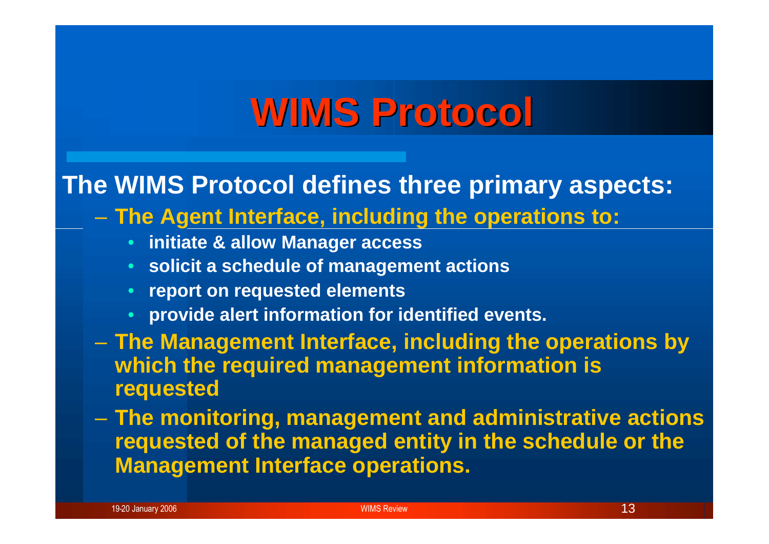# WIMS Protocol

The WIMS Protocol defines three primary aspects:

- The Agent Interface, including the operations to:
  - initiate & allow Manager access
  - solicit a schedule of management actions
  - report on requested elements
  - provide alert information for identified events.
- The Management Interface, including the operations by which the required management information is requested
- The monitoring, management and administrative actions requested of the managed entity in the schedule or the Management Interface operations.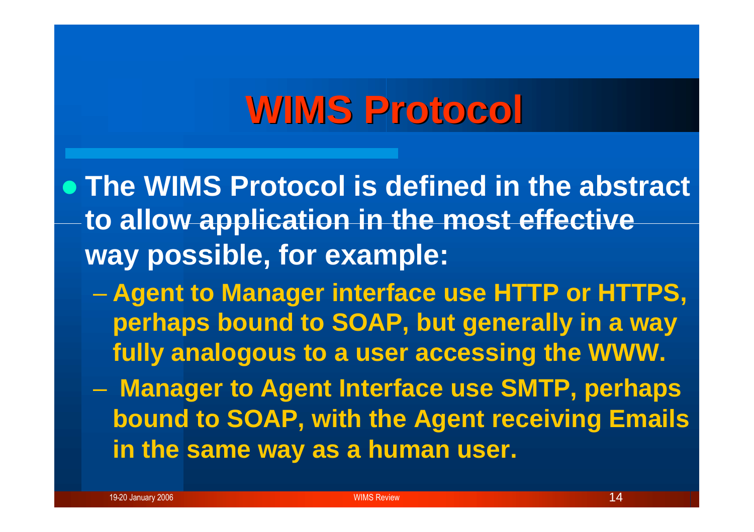# WIMS Protocol

- The WIMS Protocol is defined in the abstract to allow application in the most effective way possible, for example:
  - Agent to Manager interface use HTTP or HTTPS, perhaps bound to SOAP, but generally in a way fully analogous to a user accessing the WWW.
  - Manager to Agent Interface use SMTP, perhaps bound to SOAP, with the Agent receiving Emails in the same way as a human user.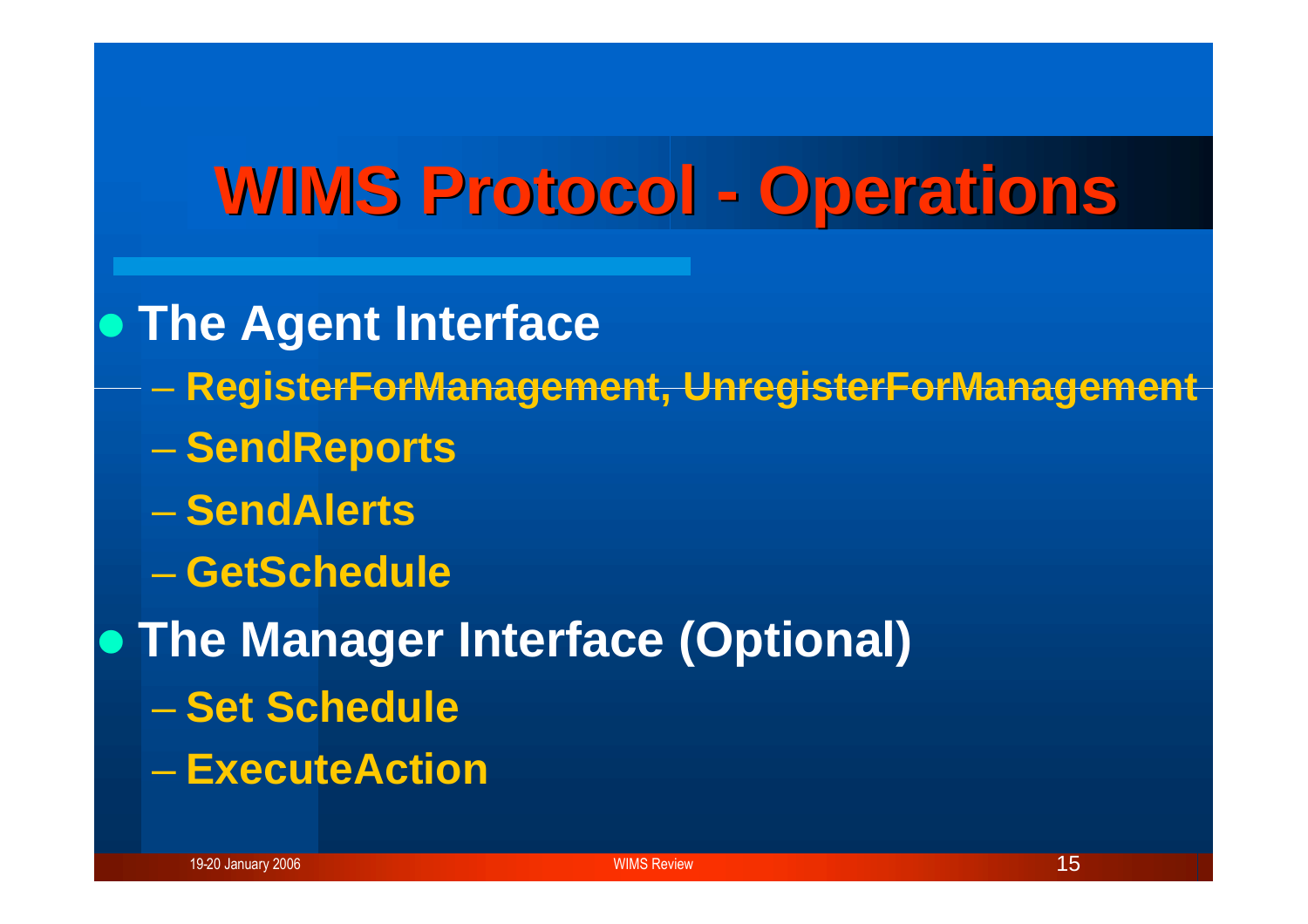# WIMS Protocol - Operations

- **The Agent Interface**
  - **RegisterForManagement, UnregisterForManagement**
  - **SendReports**
  - **SendAlerts**
  - **GetSchedule**
- **The Manager Interface (Optional)**
  - **Set Schedule**
  - **ExecuteAction**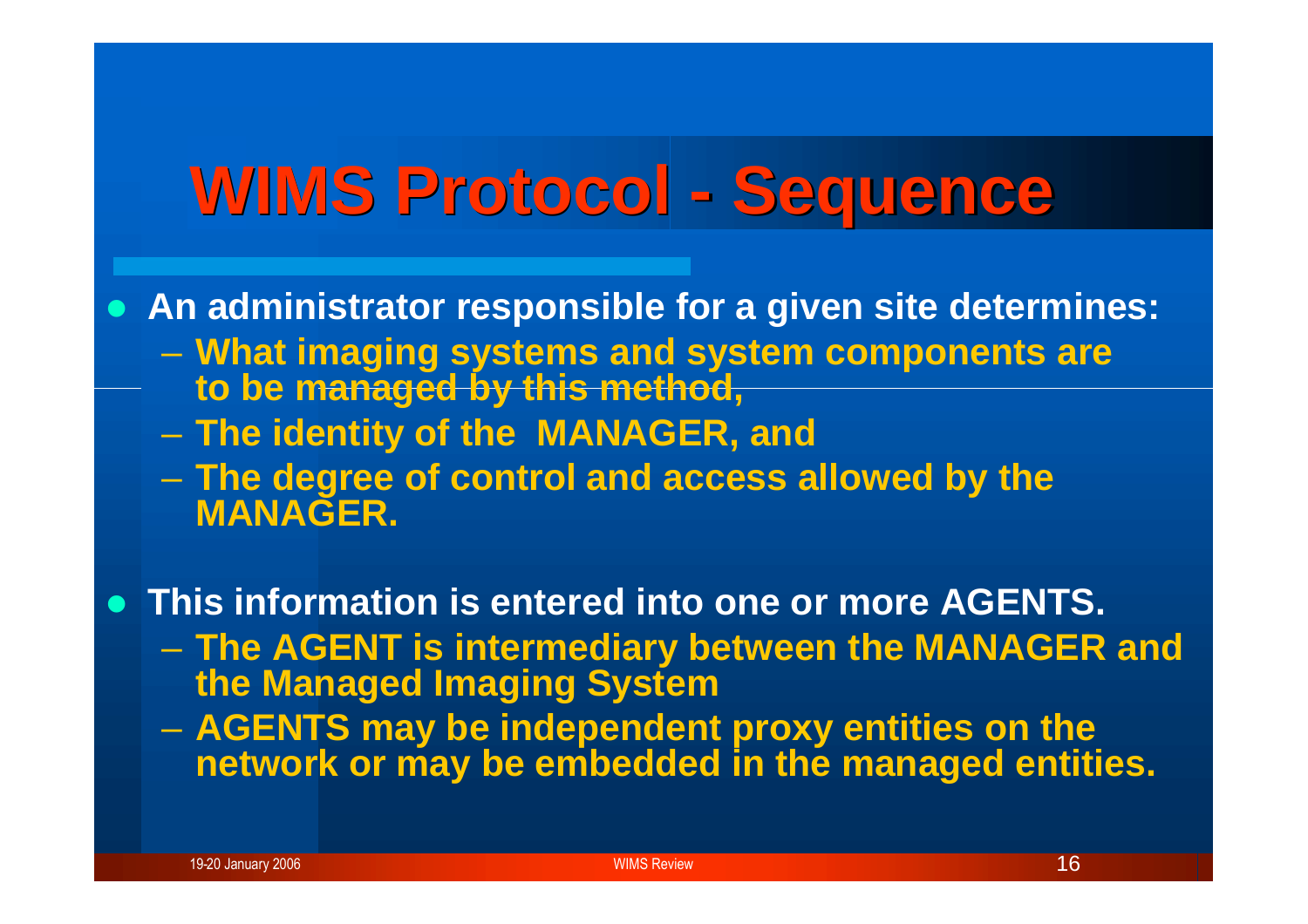# WIMS Protocol - Sequence

- An administrator responsible for a given site determines:
  - What imaging systems and system components are to be managed by this method,
  - The identity of the MANAGER, and
  - The degree of control and access allowed by the MANAGER.
- This information is entered into one or more AGENTS.
  - The AGENT is intermediary between the MANAGER and the Managed Imaging System
  - AGENTS may be independent proxy entities on the network or may be embedded in the managed entities.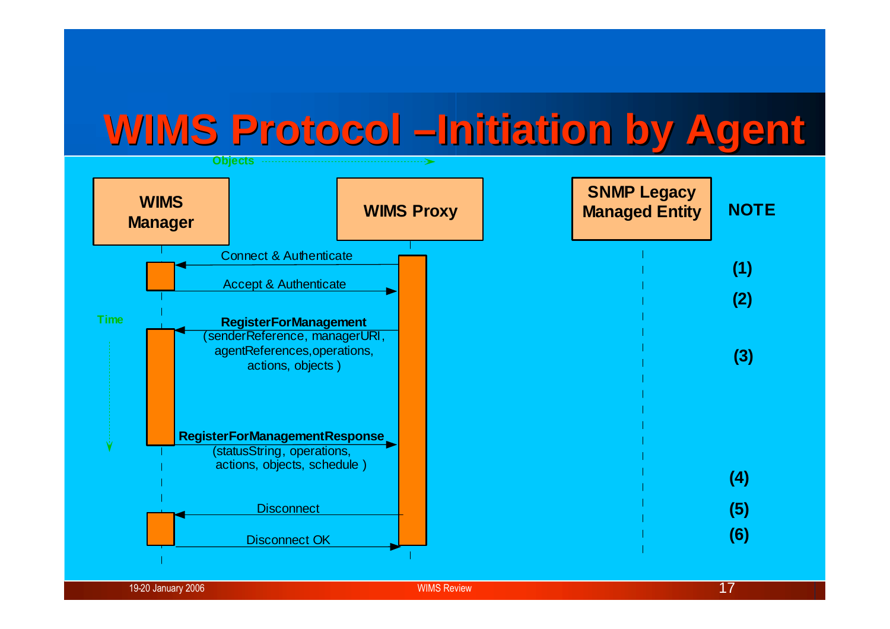# WIMS Protocol –Initiation by Agent

Objects

| WIMS Manager | WIMS Proxy | SNMP Legacy Managed Entity | NOTE |
|---|---|---|---|

Time

- Connect & Authenticate (Proxy → Manager) **(1)**
- Accept & Authenticate (Manager → Proxy) **(2)**
- **RegisterForManagement** (senderReference, managerURI, agentReferences, operations, actions, objects) (Proxy → Manager) **(3)**
- **RegisterForManagementResponse** (statusString, operations, actions, objects, schedule) (Manager → Proxy) **(4)**
- Disconnect (Proxy → Manager) **(5)**
- Disconnect OK (Manager → Proxy) **(6)**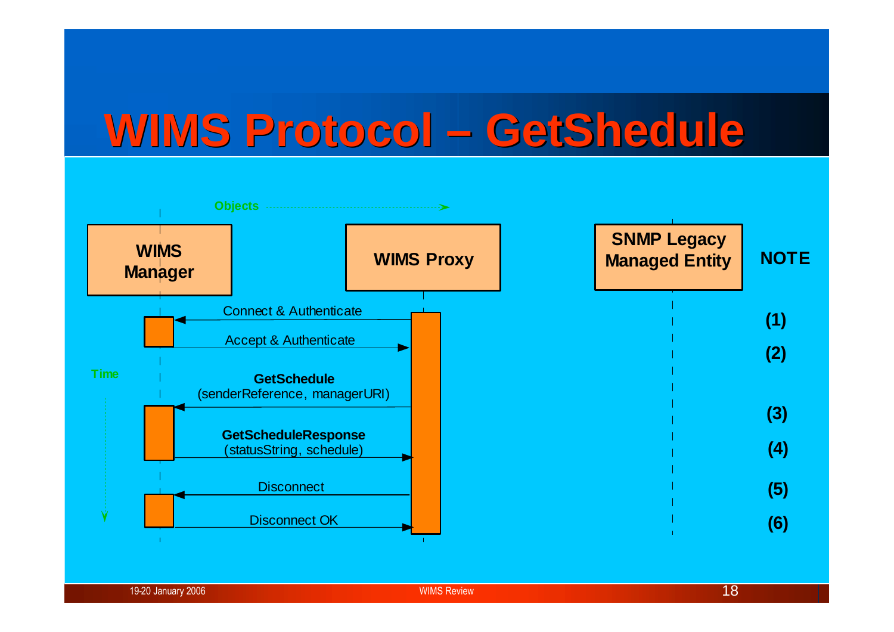# WIMS Protocol – GetShedule

Objects

| WIMS Manager | | WIMS Proxy | SNMP Legacy Managed Entity | NOTE |
|---|---|---|---|---|
| ← | Connect & Authenticate | | | (1) |
| | Accept & Authenticate | → | | (2) |
| ← | **GetSchedule** (senderReference, managerURI) | | | (3) |
| | **GetScheduleResponse** (statusString, schedule) | → | | (4) |
| ← | Disconnect | | | (5) |
| | Disconnect OK | → | | (6) |

Time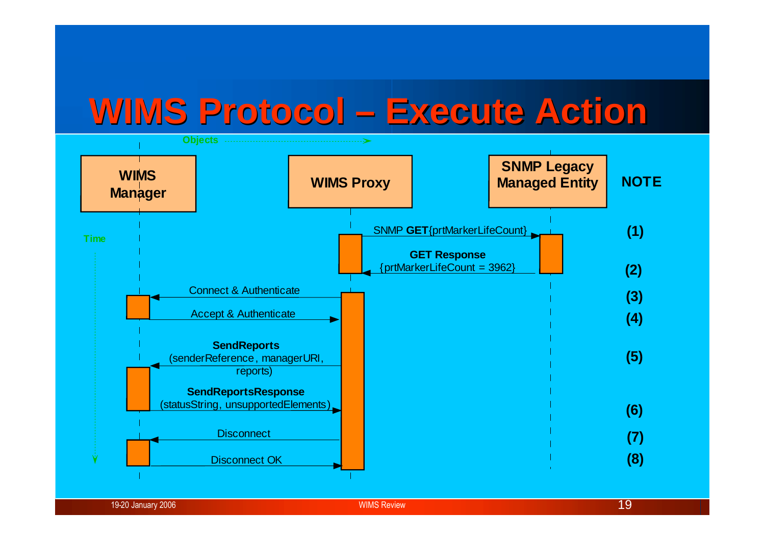# WIMS Protocol – Execute Action

Objects

| WIMS Manager | WIMS Proxy | SNMP Legacy Managed Entity | NOTE |
|---|---|---|---|

Time

- WIMS Proxy → SNMP Legacy Managed Entity: SNMP **GET**{prtMarkerLifeCount} **(1)**
- SNMP Legacy Managed Entity → WIMS Proxy: **GET Response** {prtMarkerLifeCount = 3962} **(2)**
- WIMS Proxy → WIMS Manager: Connect & Authenticate **(3)**
- WIMS Manager → WIMS Proxy: Accept & Authenticate **(4)**
- WIMS Proxy → WIMS Manager: **SendReports** (senderReference, managerURI, reports) **(5)**
- WIMS Manager → WIMS Proxy: **SendReportsResponse** (statusString, unsupportedElements) **(6)**
- WIMS Proxy → WIMS Manager: Disconnect **(7)**
- WIMS Manager → WIMS Proxy: Disconnect OK **(8)**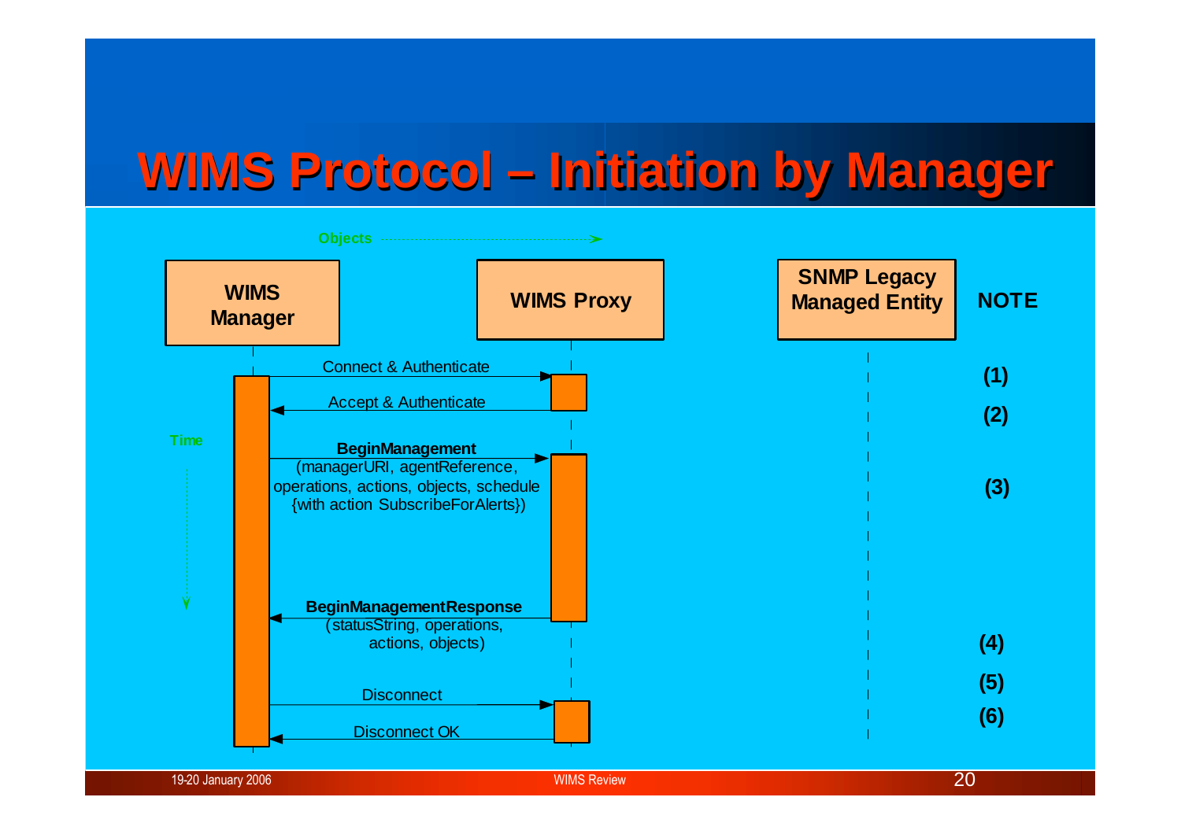# WIMS Protocol – Initiation by Manager

Objects

| WIMS Manager | | WIMS Proxy | SNMP Legacy Managed Entity | NOTE |
|---|---|---|---|---|
| | Connect & Authenticate → | | | (1) |
| | ← Accept & Authenticate | | | (2) |
| | **BeginManagement** (managerURI, agentReference, operations, actions, objects, schedule {with action SubscribeForAlerts}) → | | | (3) |
| | ← **BeginManagementResponse** (statusString, operations, actions, objects) | | | (4) |
| | | | | (5) |
| | Disconnect → | | | (6) |
| | ← Disconnect OK | | | |

Time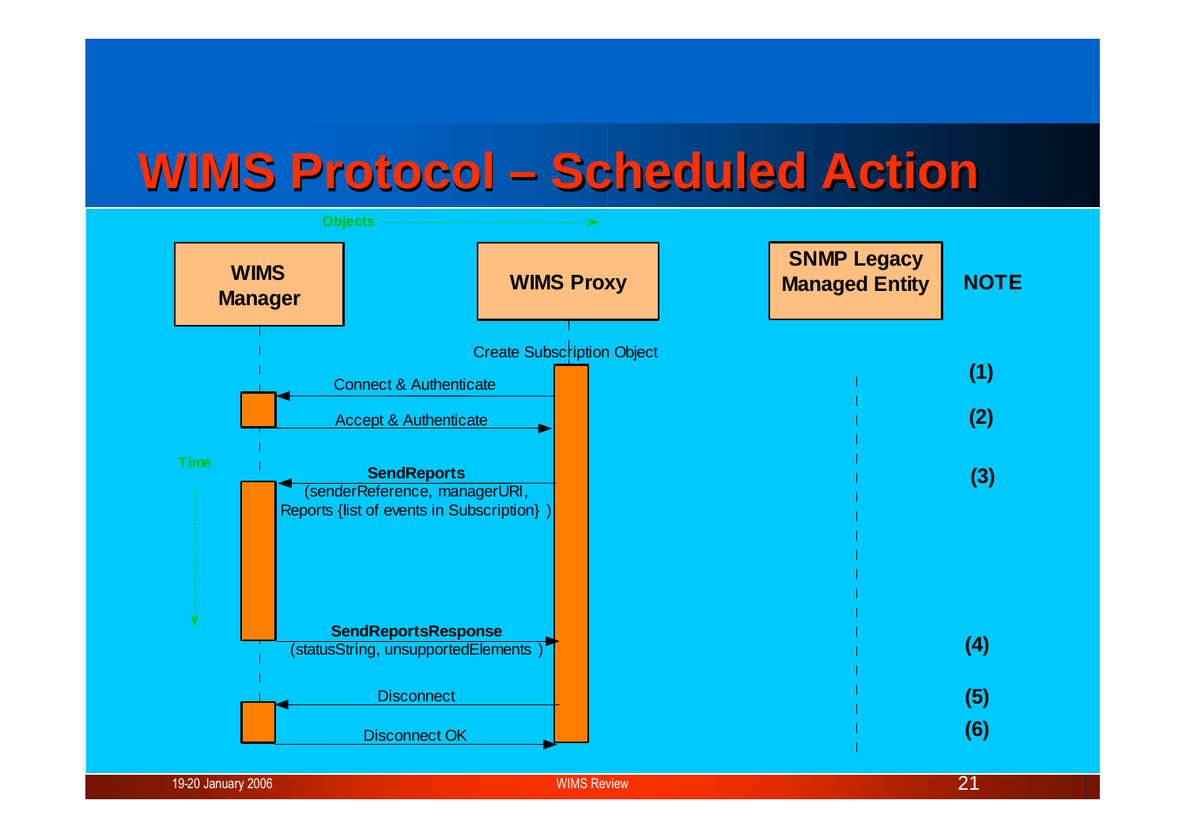# WIMS Protocol – Scheduled Action

Objects → 

| WIMS Manager | WIMS Proxy | SNMP Legacy Managed Entity | NOTE |
|---|---|---|---|

Create Subscription Object

| Message | Direction | NOTE |
|---|---|---|
| Connect & Authenticate | WIMS Proxy → WIMS Manager | (1) |
| Accept & Authenticate | WIMS Manager → WIMS Proxy | (2) |
| **SendReports** (senderReference, managerURI, Reports {list of events in Subscription} ) | WIMS Proxy → WIMS Manager | (3) |
| **SendReportsResponse** (statusString, unsupportedElements ) | WIMS Manager → WIMS Proxy | (4) |
| Disconnect | WIMS Proxy → WIMS Manager | (5) |
| Disconnect OK | WIMS Manager → WIMS Proxy | (6) |

Time ↓

19-20 January 2006 WIMS Review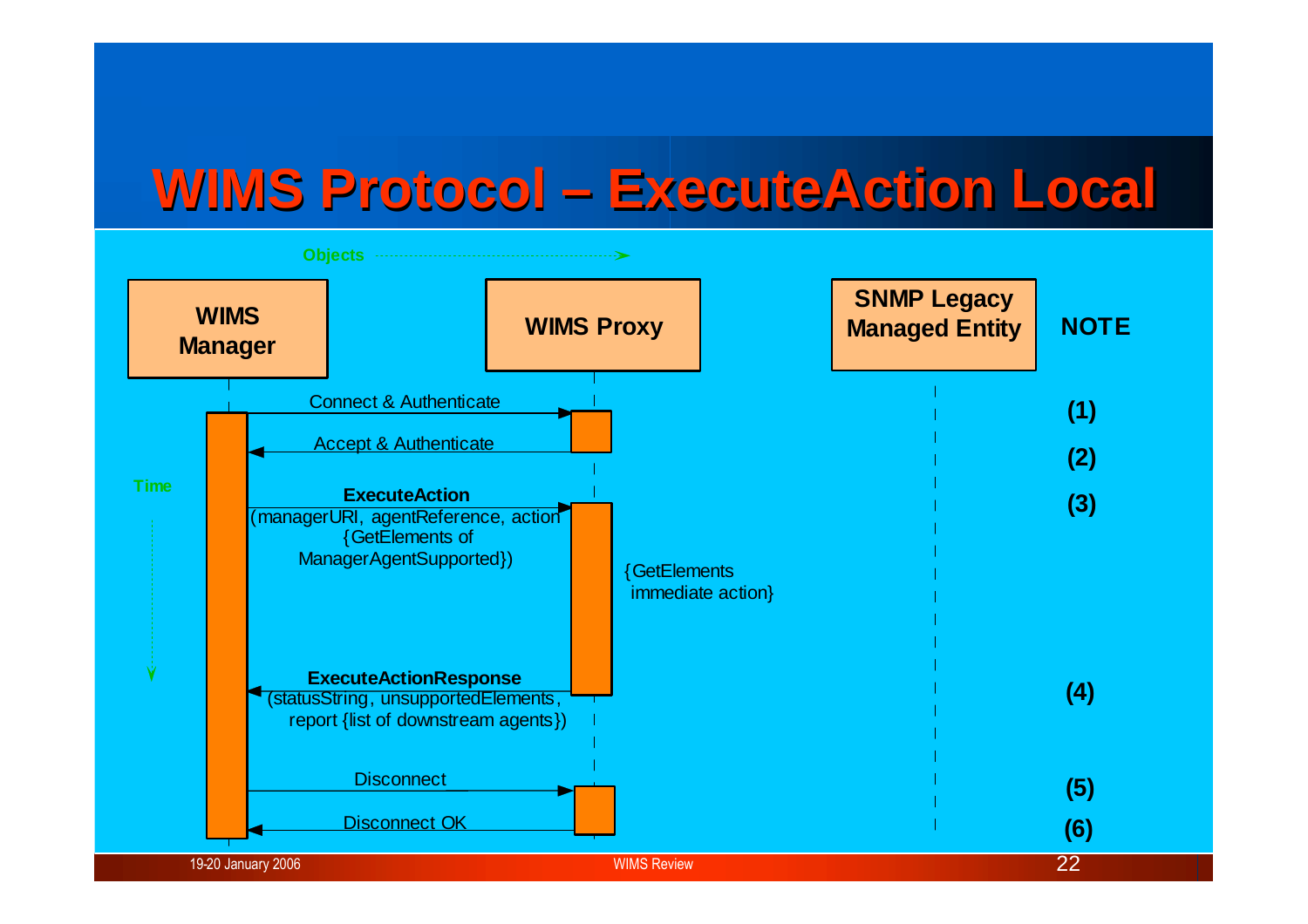# WIMS Protocol – ExecuteAction Local

Objects

| WIMS Manager | WIMS Proxy | SNMP Legacy Managed Entity | NOTE |
|---|---|---|---|

Time

- Connect & Authenticate (WIMS Manager → WIMS Proxy) — **(1)**
- Accept & Authenticate (WIMS Proxy → WIMS Manager) — **(2)**
- **ExecuteAction** (managerURI, agentReference, action {GetElements of ManagerAgentSupported}) (WIMS Manager → WIMS Proxy) — **(3)**
  - {GetElements immediate action}
- **ExecuteActionResponse** (statusString, unsupportedElements, report {list of downstream agents}) (WIMS Proxy → WIMS Manager) — **(4)**
- Disconnect (WIMS Manager → WIMS Proxy) — **(5)**
- Disconnect OK (WIMS Proxy → WIMS Manager) — **(6)**

19-20 January 2006 WIMS Review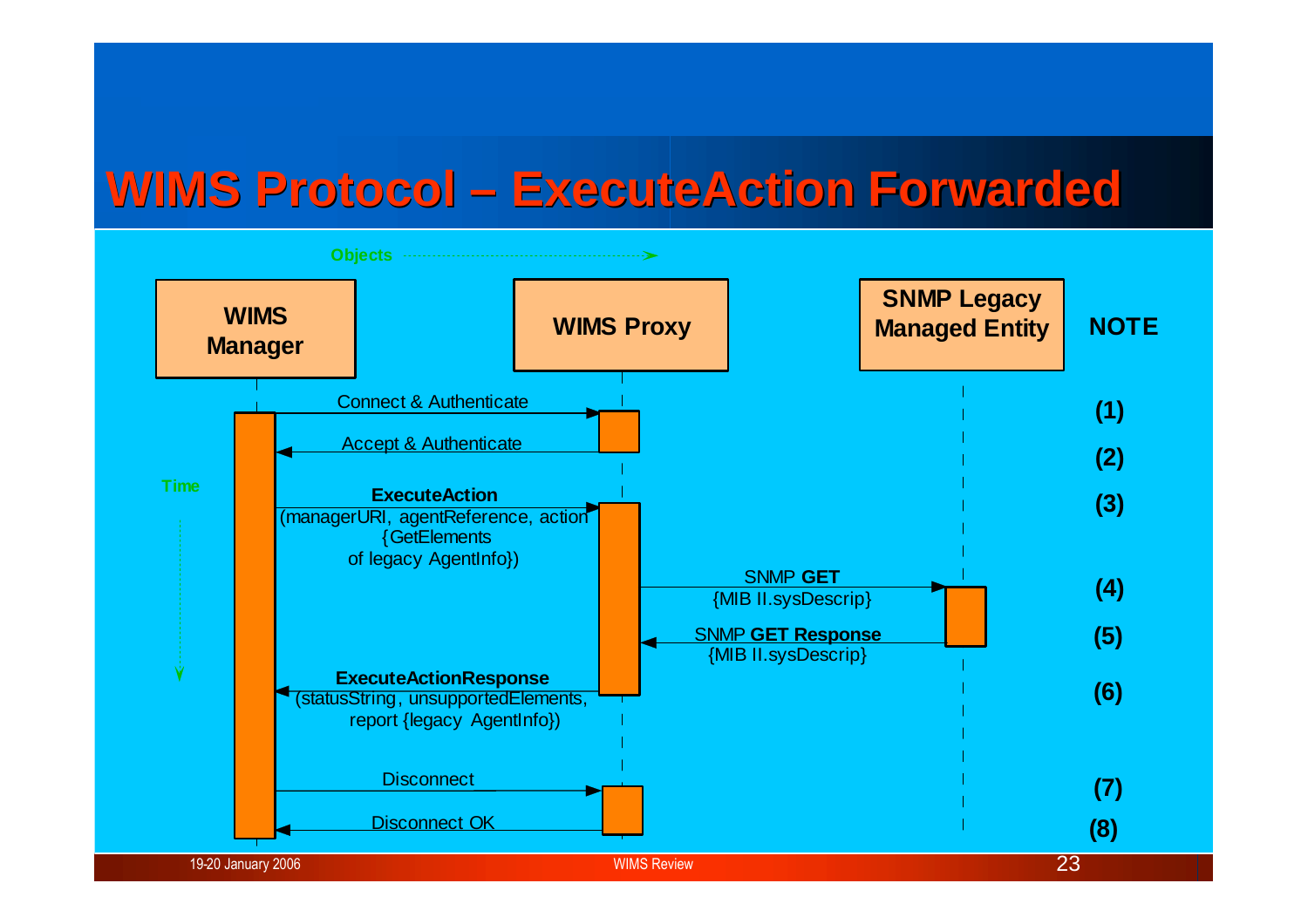# WIMS Protocol – ExecuteAction Forwarded

Objects

| WIMS Manager | | WIMS Proxy | | SNMP Legacy Managed Entity | NOTE |
|---|---|---|---|---|---|
| → | Connect & Authenticate | | | | (1) |
| ← | Accept & Authenticate | | | | (2) |
| → | **ExecuteAction** (managerURI, agentReference, action {GetElements of legacy AgentInfo}) | | | | (3) |
| | | → | SNMP **GET** {MIB II.sysDescrip} | | (4) |
| | | ← | SNMP **GET Response** {MIB II.sysDescrip} | | (5) |
| ← | **ExecuteActionResponse** (statusString, unsupportedElements, report {legacy AgentInfo}) | | | | (6) |
| → | Disconnect | | | | (7) |
| ← | Disconnect OK | | | | (8) |

Time

19-20 January 2006 WIMS Review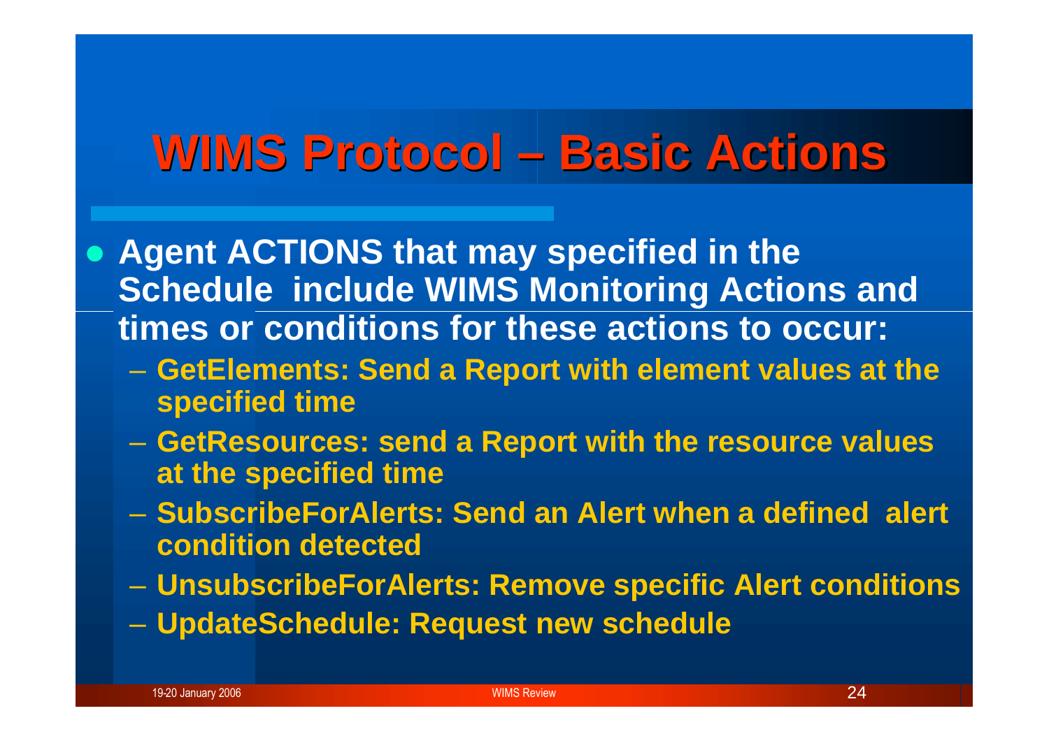# WIMS Protocol – Basic Actions

- Agent ACTIONS that may specified in the Schedule include WIMS Monitoring Actions and times or conditions for these actions to occur:
  - GetElements: Send a Report with element values at the specified time
  - GetResources: send a Report with the resource values at the specified time
  - SubscribeForAlerts: Send an Alert when a defined alert condition detected
  - UnsubscribeForAlerts: Remove specific Alert conditions
  - UpdateSchedule: Request new schedule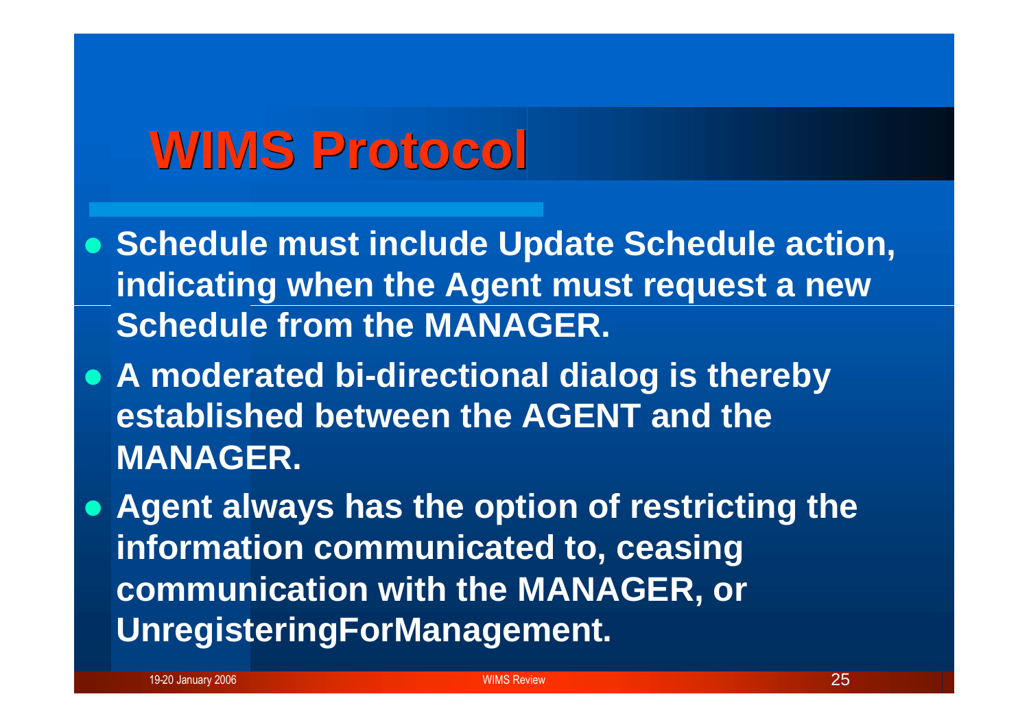# WIMS Protocol

- Schedule must include Update Schedule action, indicating when the Agent must request a new Schedule from the MANAGER.
- A moderated bi-directional dialog is thereby established between the AGENT and the MANAGER.
- Agent always has the option of restricting the information communicated to, ceasing communication with the MANAGER, or UnregisteringForManagement.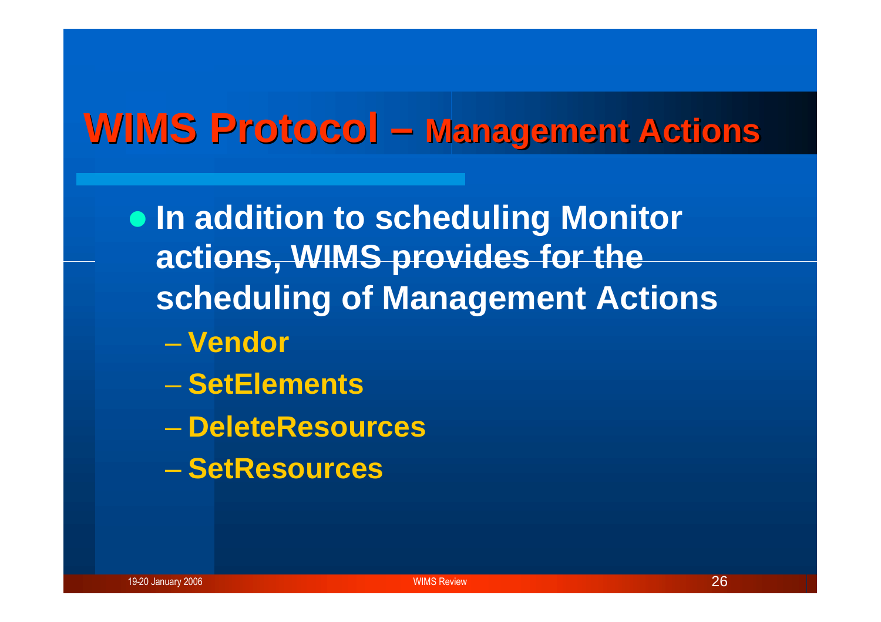# WIMS Protocol – Management Actions

- In addition to scheduling Monitor actions, WIMS provides for the scheduling of Management Actions
  - Vendor
  - SetElements
  - DeleteResources
  - SetResources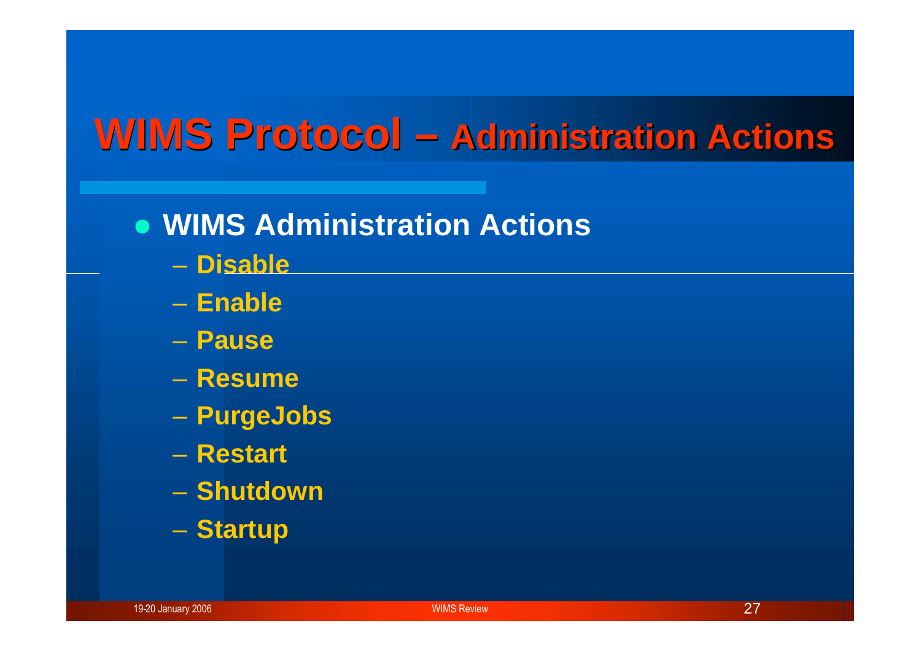# WIMS Protocol – Administration Actions

- **WIMS Administration Actions**
  - **Disable**
  - **Enable**
  - **Pause**
  - **Resume**
  - **PurgeJobs**
  - **Restart**
  - **Shutdown**
  - **Startup**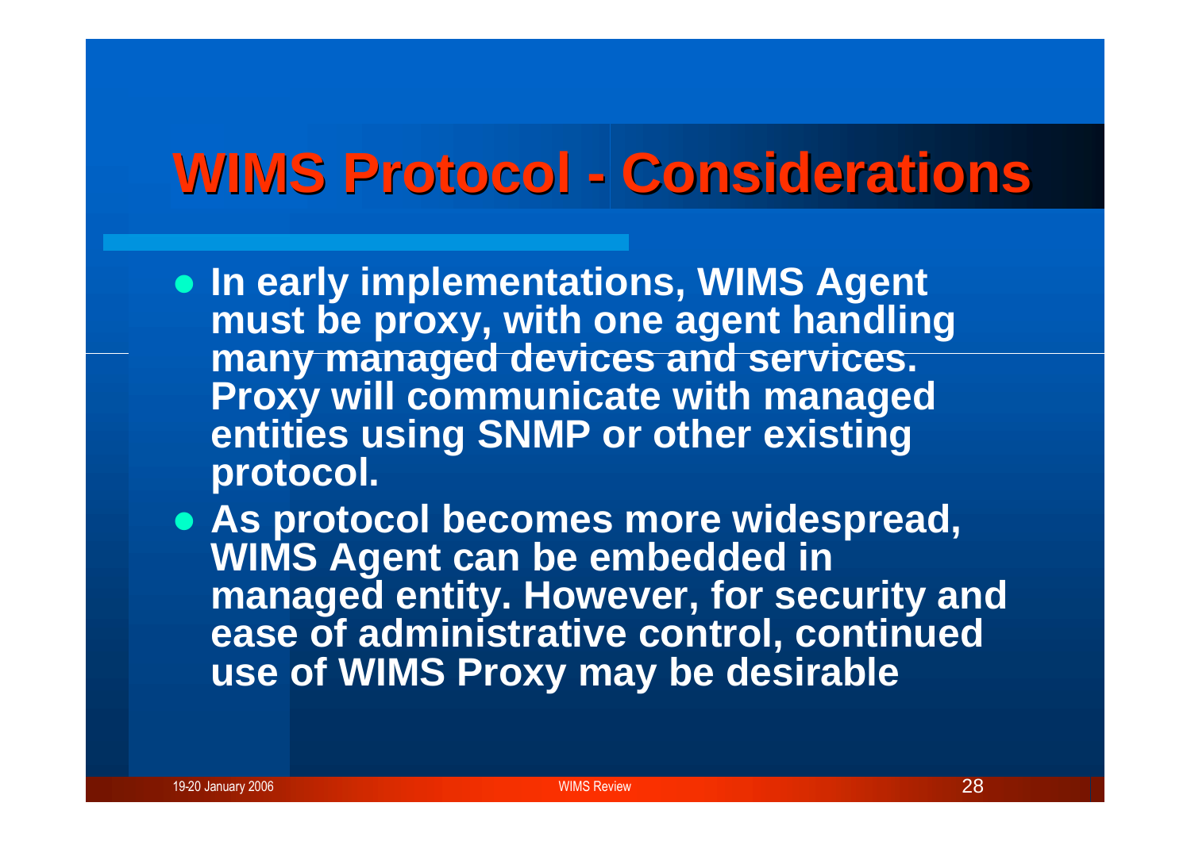# WIMS Protocol - Considerations

- In early implementations, WIMS Agent must be proxy, with one agent handling many managed devices and services. Proxy will communicate with managed entities using SNMP or other existing protocol.
- As protocol becomes more widespread, WIMS Agent can be embedded in managed entity. However, for security and ease of administrative control, continued use of WIMS Proxy may be desirable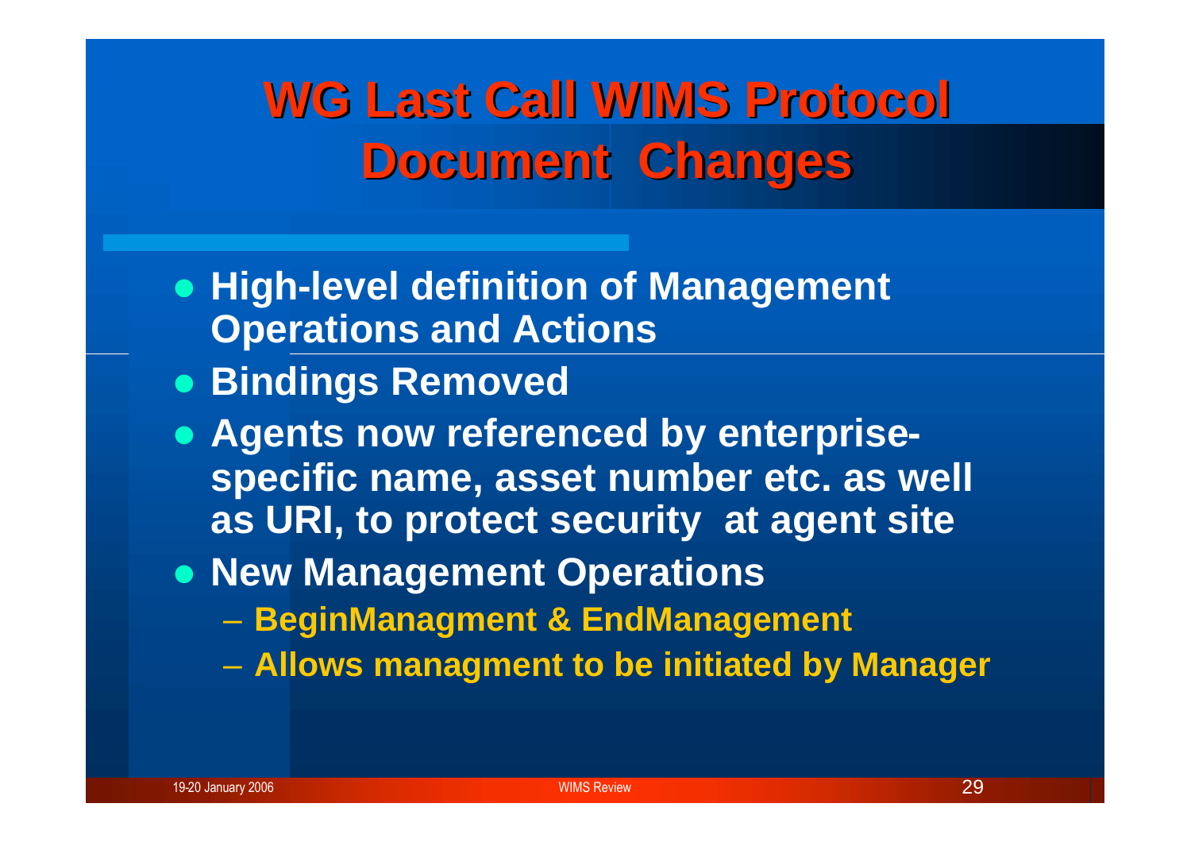# WG Last Call WIMS Protocol Document Changes

- **High-level definition of Management Operations and Actions**
- **Bindings Removed**
- **Agents now referenced by enterprise-specific name, asset number etc. as well as URI, to protect security at agent site**
- **New Management Operations**
  - **BeginManagment & EndManagement**
  - **Allows managment to be initiated by Manager**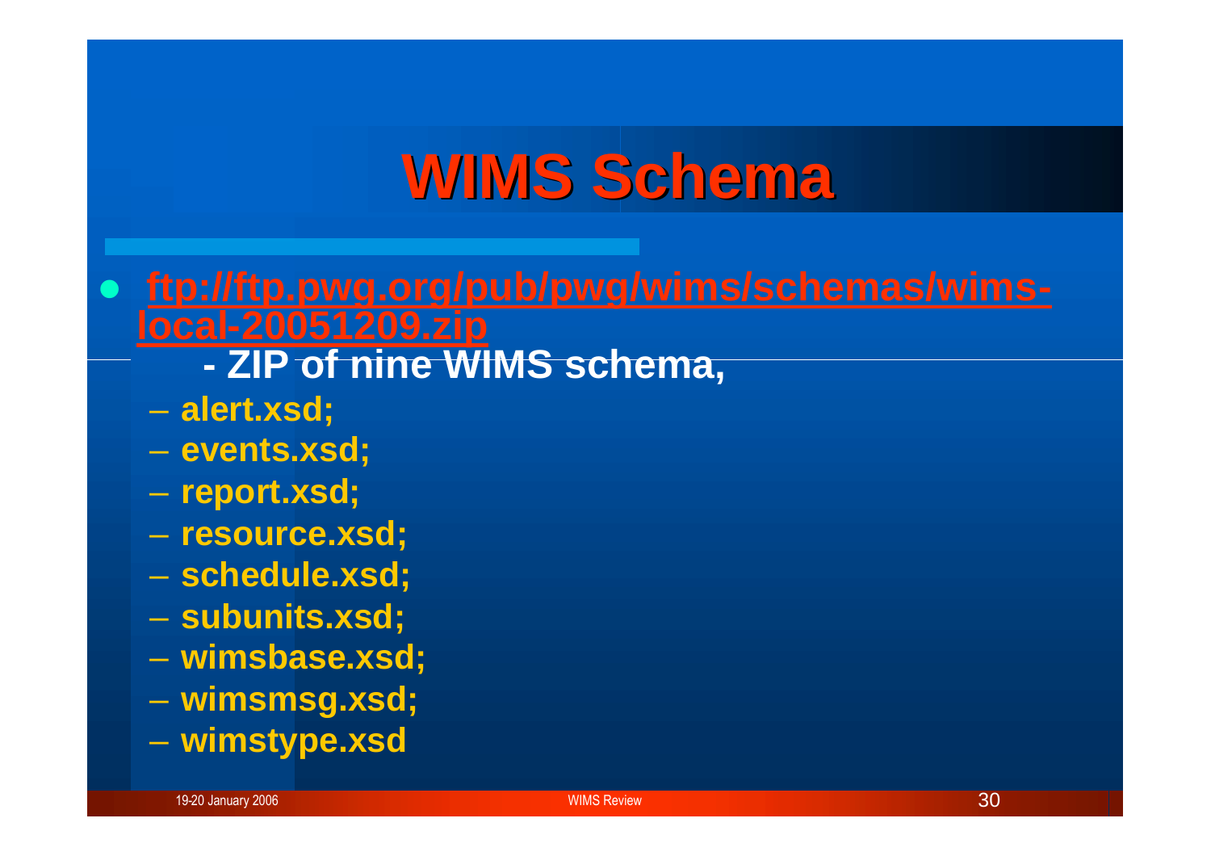# WIMS Schema

- ftp://ftp.pwg.org/pub/pwg/wims/schemas/wims-local-20051209.zip

  - ZIP of nine WIMS schema,

  - alert.xsd;
  - events.xsd;
  - report.xsd;
  - resource.xsd;
  - schedule.xsd;
  - subunits.xsd;
  - wimsbase.xsd;
  - wimsmsg.xsd;
  - wimstype.xsd